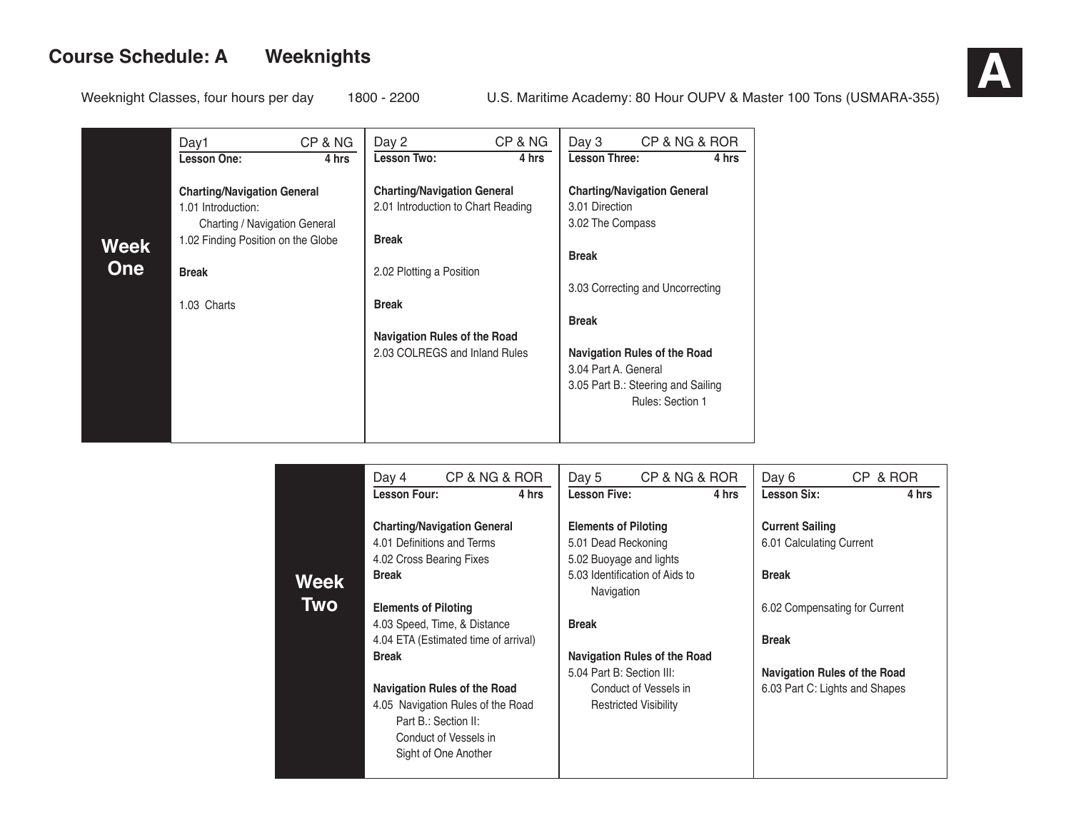# Course Schedule: A Weeknights

**A**

Weeknight Classes, four hours per day 1800 - 2200 U.S. Maritime Academy: 80 Hour OUPV & Master 100 Tons (USMARA-355)

## Week One

| Day1 CP & NG | Day 2 CP & NG | Day 3 CP & NG & ROR |
|---|---|---|
| **Lesson One: 4 hrs** | **Lesson Two: 4 hrs** | **Lesson Three: 4 hrs** |
| **Charting/Navigation General**<br>1.01 Introduction: Charting / Navigation General<br>1.02 Finding Position on the Globe<br><br>**Break**<br><br>1.03 Charts | **Charting/Navigation General**<br>2.01 Introduction to Chart Reading<br><br>**Break**<br><br>2.02 Plotting a Position<br><br>**Break**<br><br>**Navigation Rules of the Road**<br>2.03 COLREGS and Inland Rules | **Charting/Navigation General**<br>3.01 Direction<br>3.02 The Compass<br><br>**Break**<br><br>3.03 Correcting and Uncorrecting<br><br>**Break**<br><br>**Navigation Rules of the Road**<br>3.04 Part A. General<br>3.05 Part B.: Steering and Sailing Rules: Section 1 |

## Week Two

| Day 4 CP & NG & ROR | Day 5 CP & NG & ROR | Day 6 CP & ROR |
|---|---|---|
| **Lesson Four: 4 hrs** | **Lesson Five: 4 hrs** | **Lesson Six: 4 hrs** |
| **Charting/Navigation General**<br>4.01 Definitions and Terms<br>4.02 Cross Bearing Fixes<br>**Break**<br><br>**Elements of Piloting**<br>4.03 Speed, Time, & Distance<br>4.04 ETA (Estimated time of arrival)<br>**Break**<br><br>**Navigation Rules of the Road**<br>4.05 Navigation Rules of the Road Part B.: Section II: Conduct of Vessels in Sight of One Another | **Elements of Piloting**<br>5.01 Dead Reckoning<br>5.02 Buoyage and lights<br>5.03 Identification of Aids to Navigation<br><br>**Break**<br><br>**Navigation Rules of the Road**<br>5.04 Part B: Section III: Conduct of Vessels in Restricted Visibility | **Current Sailing**<br>6.01 Calculating Current<br><br>**Break**<br><br>6.02 Compensating for Current<br><br>**Break**<br><br>**Navigation Rules of the Road**<br>6.03 Part C: Lights and Shapes |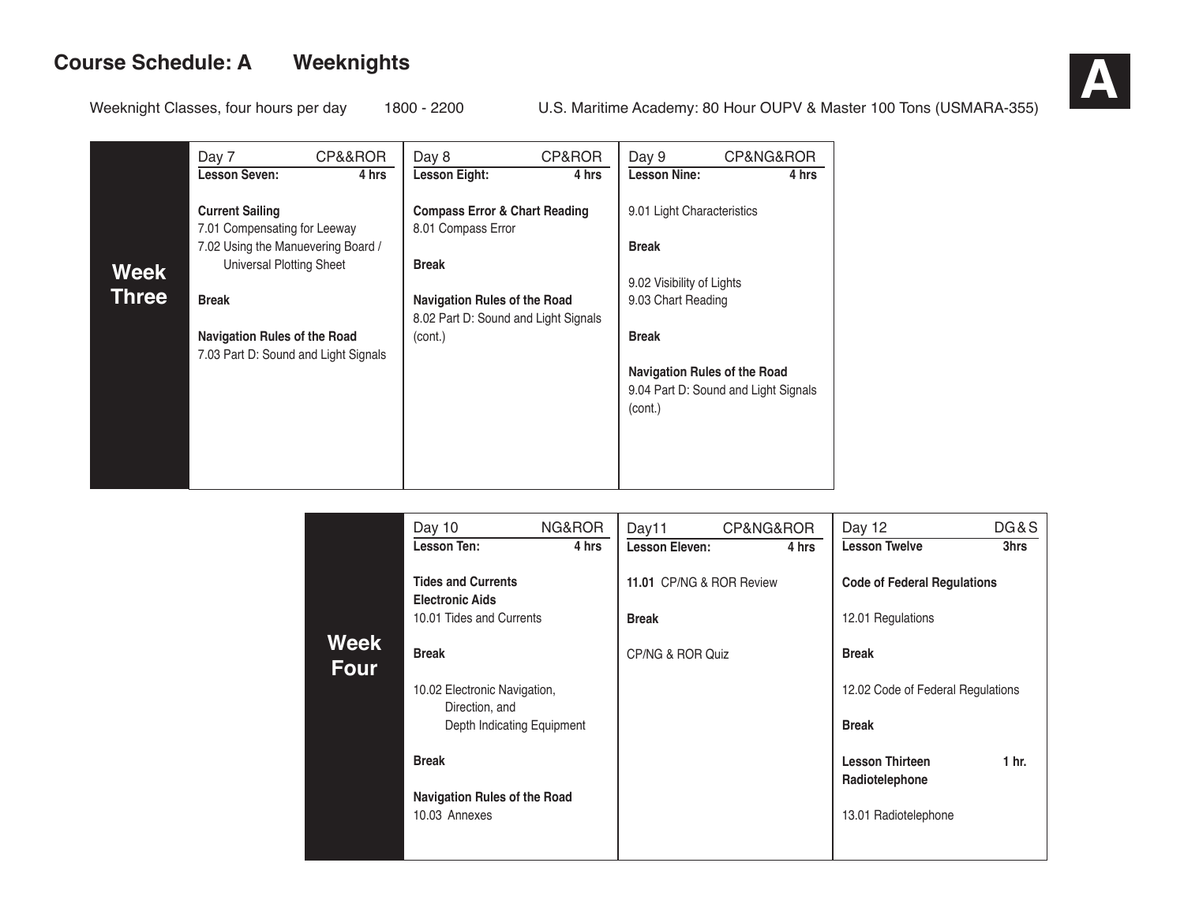# Course Schedule: A Weeknights

**A**

Weeknight Classes, four hours per day 1800 - 2200 U.S. Maritime Academy: 80 Hour OUPV & Master 100 Tons (USMARA-355)

## Week Three

| Day 7 — CP&&ROR | Day 8 — CP&ROR | Day 9 — CP&NG&ROR |
|---|---|---|
| **Lesson Seven: 4 hrs** | **Lesson Eight: 4 hrs** | **Lesson Nine: 4 hrs** |
| **Current Sailing**<br>7.01 Compensating for Leeway<br>7.02 Using the Manuevering Board / Universal Plotting Sheet<br><br>**Break**<br><br>**Navigation Rules of the Road**<br>7.03 Part D: Sound and Light Signals | **Compass Error & Chart Reading**<br>8.01 Compass Error<br><br>**Break**<br><br>**Navigation Rules of the Road**<br>8.02 Part D: Sound and Light Signals (cont.) | 9.01 Light Characteristics<br><br>**Break**<br><br>9.02 Visibility of Lights<br>9.03 Chart Reading<br><br>**Break**<br><br>**Navigation Rules of the Road**<br>9.04 Part D: Sound and Light Signals (cont.) |

## Week Four

| Day 10 — NG&ROR | Day11 — CP&NG&ROR | Day 12 — DG&S |
|---|---|---|
| **Lesson Ten: 4 hrs** | **Lesson Eleven: 4 hrs** | **Lesson Twelve 3hrs** |
| **Tides and Currents**<br>**Electronic Aids**<br>10.01 Tides and Currents<br><br>**Break**<br><br>10.02 Electronic Navigation, Direction, and Depth Indicating Equipment<br><br>**Break**<br><br>**Navigation Rules of the Road**<br>10.03 Annexes | **11.01** CP/NG & ROR Review<br><br>**Break**<br><br>CP/NG & ROR Quiz | **Code of Federal Regulations**<br><br>12.01 Regulations<br><br>**Break**<br><br>12.02 Code of Federal Regulations<br><br>**Break**<br><br>**Lesson Thirteen 1 hr.**<br>**Radiotelephone**<br><br>13.01 Radiotelephone |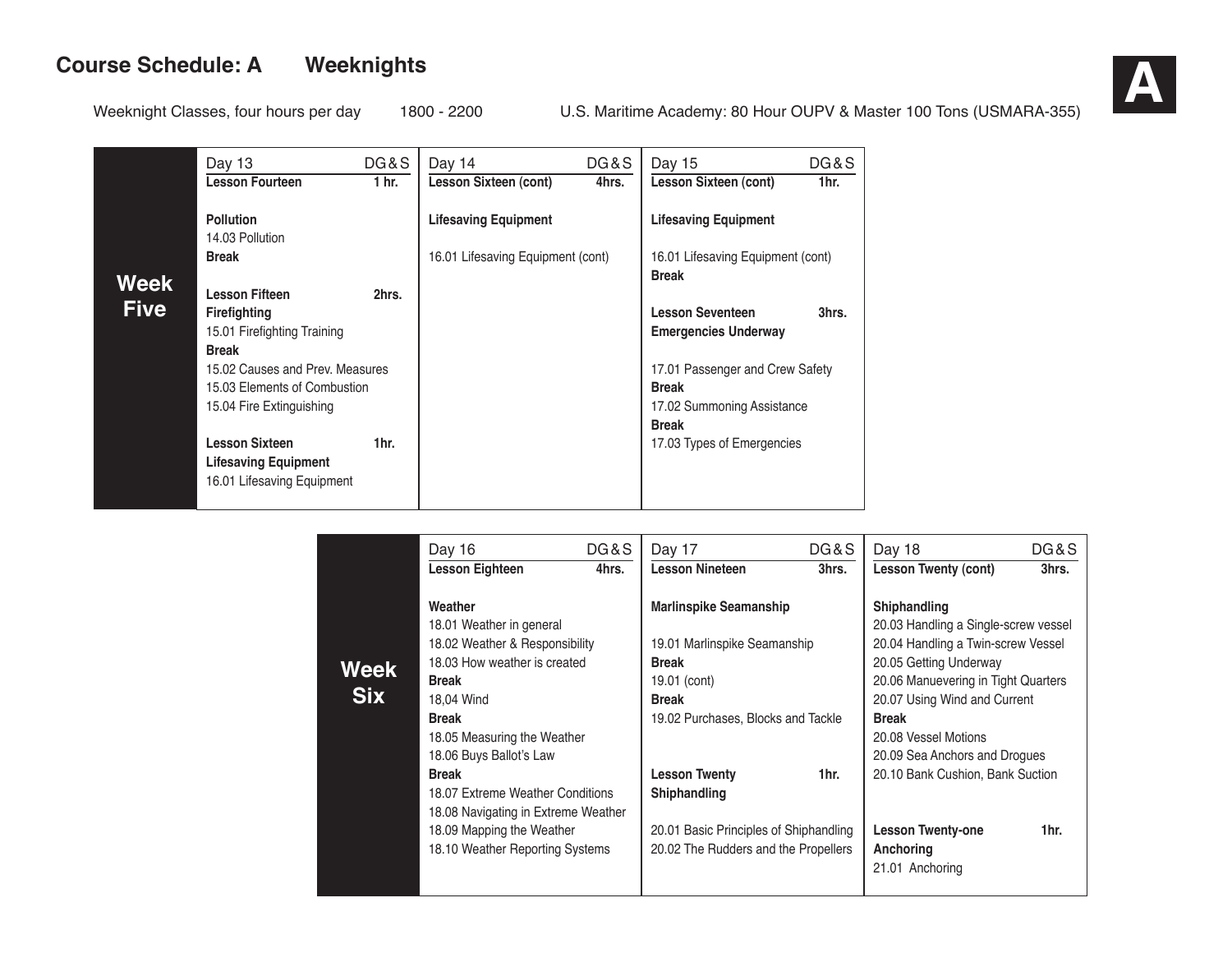# Course Schedule: A Weeknights

**A**

Weeknight Classes, four hours per day 1800 - 2200 U.S. Maritime Academy: 80 Hour OUPV & Master 100 Tons (USMARA-355)

| Week | Day 13 DG&S | Day 14 DG&S | Day 15 DG&S |
|---|---|---|---|
| **Week Five** | **Lesson Fourteen** **1 hr.**<br><br>**Pollution**<br>14.03 Pollution<br>**Break**<br><br>**Lesson Fifteen** **2hrs.**<br>**Firefighting**<br>15.01 Firefighting Training<br>**Break**<br>15.02 Causes and Prev. Measures<br>15.03 Elements of Combustion<br>15.04 Fire Extinguishing<br><br>**Lesson Sixteen** **1hr.**<br>**Lifesaving Equipment**<br>16.01 Lifesaving Equipment | **Lesson Sixteen (cont)** **4hrs.**<br><br>**Lifesaving Equipment**<br><br>16.01 Lifesaving Equipment (cont) | **Lesson Sixteen (cont)** **1hr.**<br><br>**Lifesaving Equipment**<br><br>16.01 Lifesaving Equipment (cont)<br>**Break**<br><br>**Lesson Seventeen** **3hrs.**<br>**Emergencies Underway**<br><br>17.01 Passenger and Crew Safety<br>**Break**<br>17.02 Summoning Assistance<br>**Break**<br>17.03 Types of Emergencies |

| Week | Day 16 DG&S | Day 17 DG&S | Day 18 DG&S |
|---|---|---|---|
| **Week Six** | **Lesson Eighteen** **4hrs.**<br><br>**Weather**<br>18.01 Weather in general<br>18.02 Weather & Responsibility<br>18.03 How weather is created<br>**Break**<br>18,04 Wind<br>**Break**<br>18.05 Measuring the Weather<br>18.06 Buys Ballot's Law<br>**Break**<br>18.07 Extreme Weather Conditions<br>18.08 Navigating in Extreme Weather<br>18.09 Mapping the Weather<br>18.10 Weather Reporting Systems | **Lesson Nineteen** **3hrs.**<br><br>**Marlinspike Seamanship**<br><br>19.01 Marlinspike Seamanship<br>**Break**<br>19.01 (cont)<br>**Break**<br>19.02 Purchases, Blocks and Tackle<br><br>**Lesson Twenty** **1hr.**<br>**Shiphandling**<br><br>20.01 Basic Principles of Shiphandling<br>20.02 The Rudders and the Propellers | **Lesson Twenty (cont)** **3hrs.**<br><br>**Shiphandling**<br>20.03 Handling a Single-screw vessel<br>20.04 Handling a Twin-screw Vessel<br>20.05 Getting Underway<br>20.06 Manuevering in Tight Quarters<br>20.07 Using Wind and Current<br>**Break**<br>20.08 Vessel Motions<br>20.09 Sea Anchors and Drogues<br>20.10 Bank Cushion, Bank Suction<br><br>**Lesson Twenty-one** **1hr.**<br>**Anchoring**<br>21.01 Anchoring |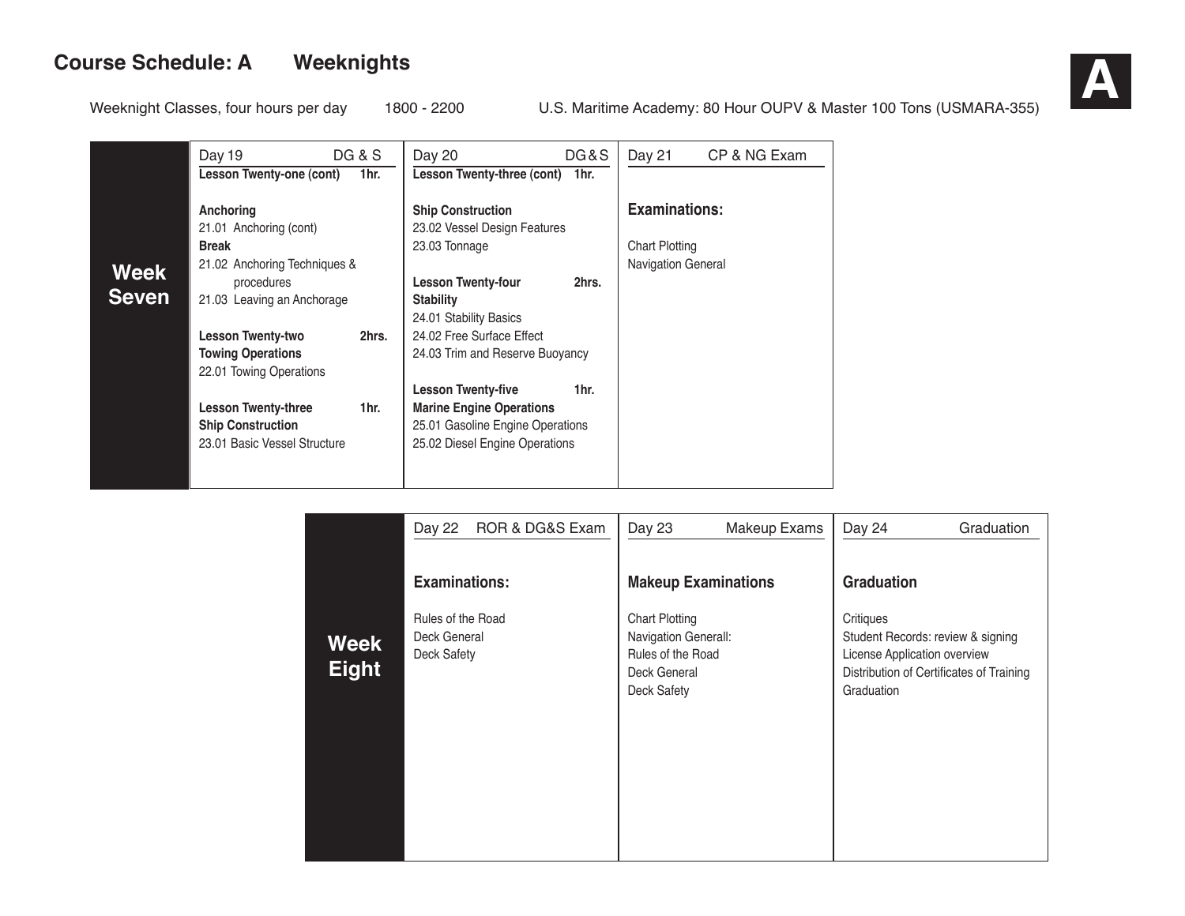# Course Schedule: A Weeknights

**A**

Weeknight Classes, four hours per day 1800 - 2200 U.S. Maritime Academy: 80 Hour OUPV & Master 100 Tons (USMARA-355)

## Week Seven

| Day 19 DG & S | Day 20 DG&S | Day 21 CP & NG Exam |
|---|---|---|
| **Lesson Twenty-one (cont) 1hr.**<br><br>**Anchoring**<br>21.01 Anchoring (cont)<br>**Break**<br>21.02 Anchoring Techniques & procedures<br>21.03 Leaving an Anchorage<br><br>**Lesson Twenty-two 2hrs.**<br>**Towing Operations**<br>22.01 Towing Operations<br><br>**Lesson Twenty-three 1hr.**<br>**Ship Construction**<br>23.01 Basic Vessel Structure | **Lesson Twenty-three (cont) 1hr.**<br><br>**Ship Construction**<br>23.02 Vessel Design Features<br>23.03 Tonnage<br><br>**Lesson Twenty-four 2hrs.**<br>**Stability**<br>24.01 Stability Basics<br>24.02 Free Surface Effect<br>24.03 Trim and Reserve Buoyancy<br><br>**Lesson Twenty-five 1hr.**<br>**Marine Engine Operations**<br>25.01 Gasoline Engine Operations<br>25.02 Diesel Engine Operations | **Examinations:**<br><br>Chart Plotting<br>Navigation General |

## Week Eight

| Day 22 ROR & DG&S Exam | Day 23 Makeup Exams | Day 24 Graduation |
|---|---|---|
| **Examinations:**<br><br>Rules of the Road<br>Deck General<br>Deck Safety | **Makeup Examinations**<br><br>Chart Plotting<br>Navigation Generall:<br>Rules of the Road<br>Deck General<br>Deck Safety | **Graduation**<br><br>Critiques<br>Student Records: review & signing<br>License Application overview<br>Distribution of Certificates of Training<br>Graduation |